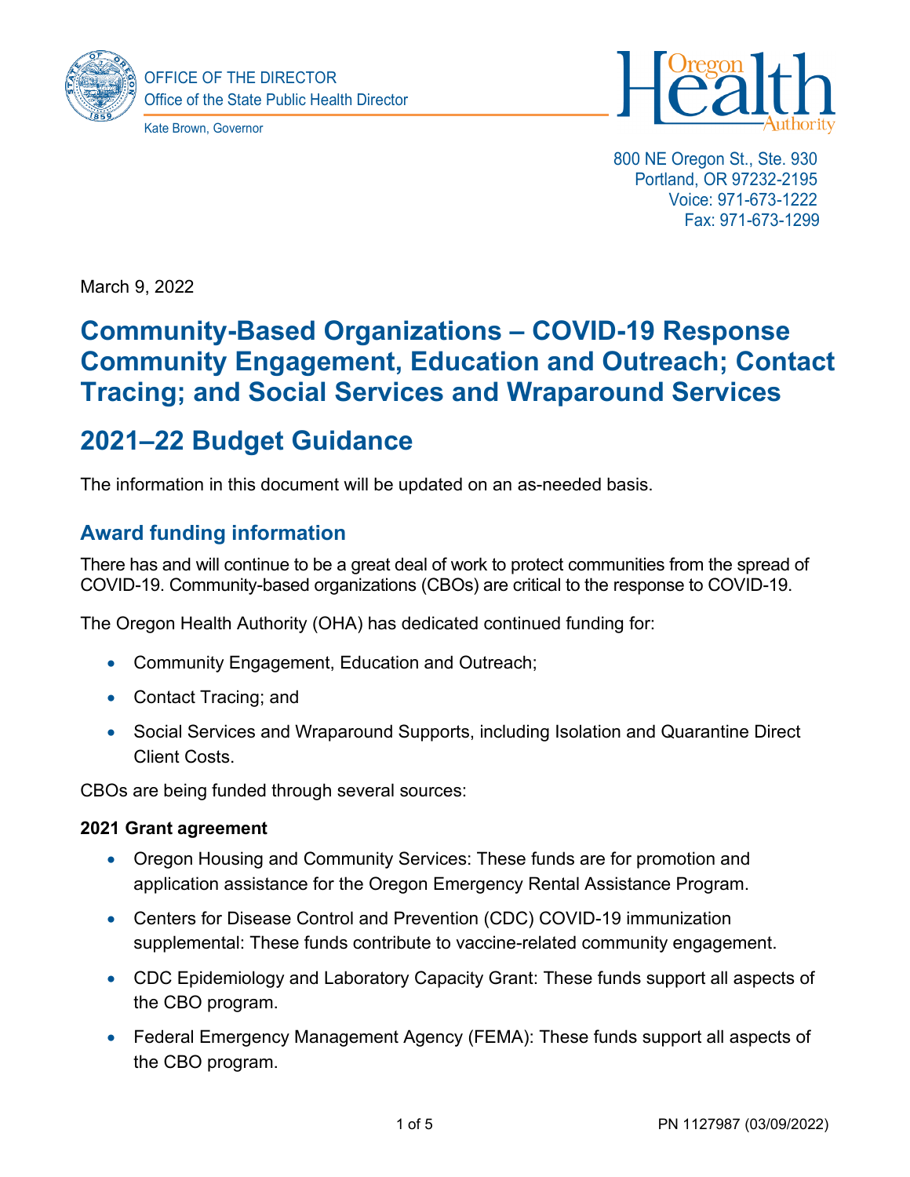OFFICE OF THE DIRECTOR
Office of the State Public Health Director

Kate Brown, Governor

800 NE Oregon St., Ste. 930
Portland, OR 97232-2195
Voice: 971-673-1222
Fax: 971-673-1299

March 9, 2022

# Community-Based Organizations – COVID-19 Response Community Engagement, Education and Outreach; Contact Tracing; and Social Services and Wraparound Services

# 2021–22 Budget Guidance

The information in this document will be updated on an as-needed basis.

## Award funding information

There has and will continue to be a great deal of work to protect communities from the spread of COVID-19. Community-based organizations (CBOs) are critical to the response to COVID-19.

The Oregon Health Authority (OHA) has dedicated continued funding for:

- Community Engagement, Education and Outreach;
- Contact Tracing; and
- Social Services and Wraparound Supports, including Isolation and Quarantine Direct Client Costs.

CBOs are being funded through several sources:

**2021 Grant agreement**

- Oregon Housing and Community Services: These funds are for promotion and application assistance for the Oregon Emergency Rental Assistance Program.
- Centers for Disease Control and Prevention (CDC) COVID-19 immunization supplemental: These funds contribute to vaccine-related community engagement.
- CDC Epidemiology and Laboratory Capacity Grant: These funds support all aspects of the CBO program.
- Federal Emergency Management Agency (FEMA): These funds support all aspects of the CBO program.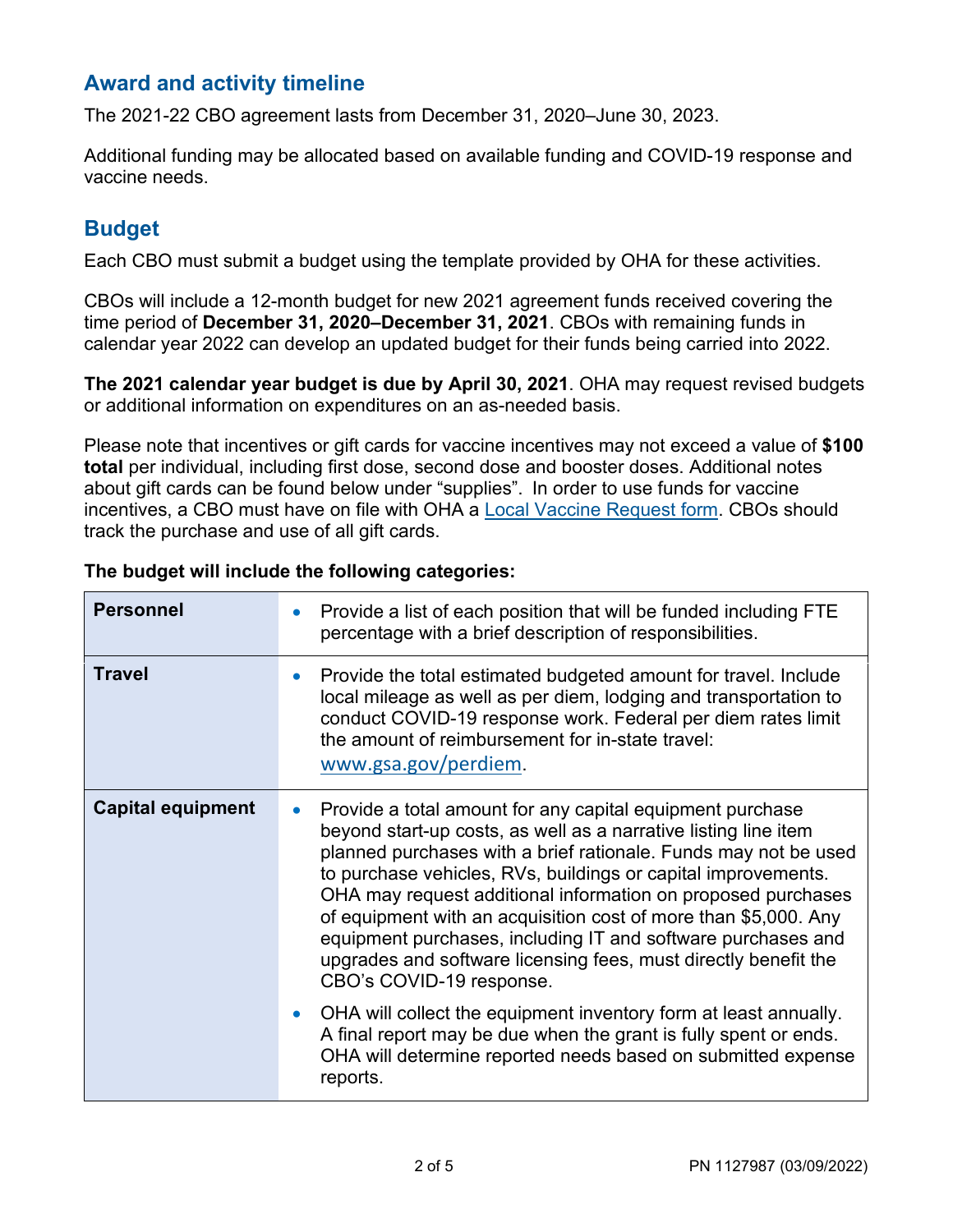## Award and activity timeline

The 2021-22 CBO agreement lasts from December 31, 2020–June 30, 2023.

Additional funding may be allocated based on available funding and COVID-19 response and vaccine needs.

## Budget

Each CBO must submit a budget using the template provided by OHA for these activities.

CBOs will include a 12-month budget for new 2021 agreement funds received covering the time period of **December 31, 2020–December 31, 2021**. CBOs with remaining funds in calendar year 2022 can develop an updated budget for their funds being carried into 2022.

**The 2021 calendar year budget is due by April 30, 2021**. OHA may request revised budgets or additional information on expenditures on an as-needed basis.

Please note that incentives or gift cards for vaccine incentives may not exceed a value of **$100 total** per individual, including first dose, second dose and booster doses. Additional notes about gift cards can be found below under "supplies". In order to use funds for vaccine incentives, a CBO must have on file with OHA a Local Vaccine Request form. CBOs should track the purchase and use of all gift cards.

**The budget will include the following categories:**

| | |
|---|---|
| **Personnel** | • Provide a list of each position that will be funded including FTE percentage with a brief description of responsibilities. |
| **Travel** | • Provide the total estimated budgeted amount for travel. Include local mileage as well as per diem, lodging and transportation to conduct COVID-19 response work. Federal per diem rates limit the amount of reimbursement for in-state travel: www.gsa.gov/perdiem. |
| **Capital equipment** | • Provide a total amount for any capital equipment purchase beyond start-up costs, as well as a narrative listing line item planned purchases with a brief rationale. Funds may not be used to purchase vehicles, RVs, buildings or capital improvements. OHA may request additional information on proposed purchases of equipment with an acquisition cost of more than $5,000. Any equipment purchases, including IT and software purchases and upgrades and software licensing fees, must directly benefit the CBO's COVID-19 response. <br> • OHA will collect the equipment inventory form at least annually. A final report may be due when the grant is fully spent or ends. OHA will determine reported needs based on submitted expense reports. |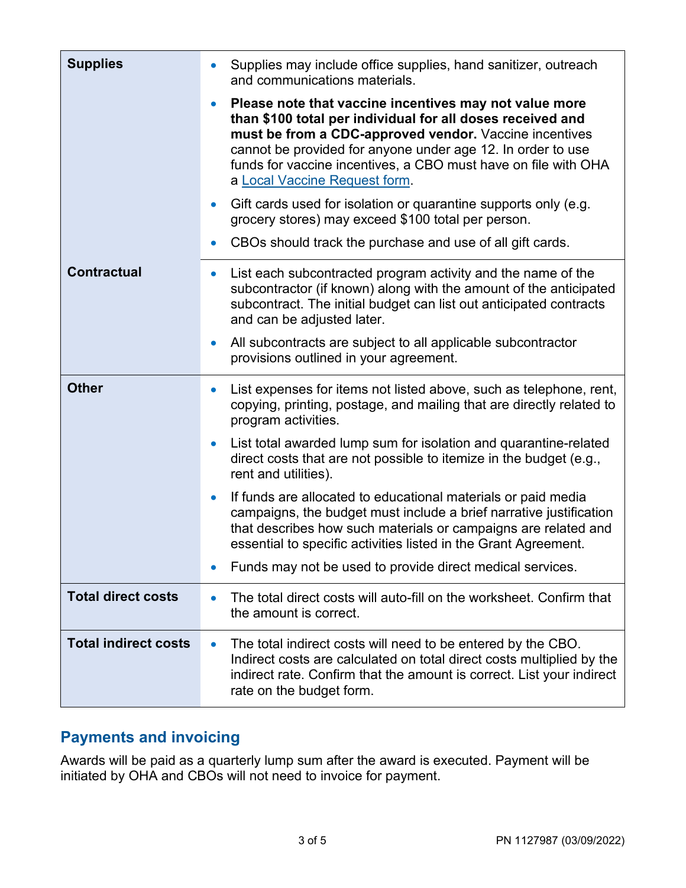| | |
|---|---|
| **Supplies** | • Supplies may include office supplies, hand sanitizer, outreach and communications materials.<br>• **Please note that vaccine incentives may not value more than $100 total per individual for all doses received and must be from a CDC-approved vendor.** Vaccine incentives cannot be provided for anyone under age 12. In order to use funds for vaccine incentives, a CBO must have on file with OHA a Local Vaccine Request form.<br>• Gift cards used for isolation or quarantine supports only (e.g. grocery stores) may exceed $100 total per person.<br>• CBOs should track the purchase and use of all gift cards. |
| **Contractual** | • List each subcontracted program activity and the name of the subcontractor (if known) along with the amount of the anticipated subcontract. The initial budget can list out anticipated contracts and can be adjusted later.<br>• All subcontracts are subject to all applicable subcontractor provisions outlined in your agreement. |
| **Other** | • List expenses for items not listed above, such as telephone, rent, copying, printing, postage, and mailing that are directly related to program activities.<br>• List total awarded lump sum for isolation and quarantine-related direct costs that are not possible to itemize in the budget (e.g., rent and utilities).<br>• If funds are allocated to educational materials or paid media campaigns, the budget must include a brief narrative justification that describes how such materials or campaigns are related and essential to specific activities listed in the Grant Agreement.<br>• Funds may not be used to provide direct medical services. |
| **Total direct costs** | • The total direct costs will auto-fill on the worksheet. Confirm that the amount is correct. |
| **Total indirect costs** | • The total indirect costs will need to be entered by the CBO. Indirect costs are calculated on total direct costs multiplied by the indirect rate. Confirm that the amount is correct. List your indirect rate on the budget form. |

## Payments and invoicing

Awards will be paid as a quarterly lump sum after the award is executed. Payment will be initiated by OHA and CBOs will not need to invoice for payment.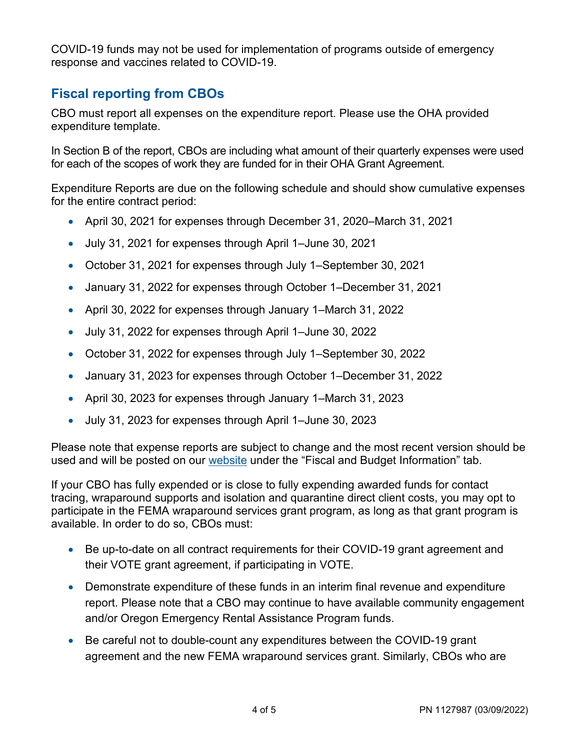COVID-19 funds may not be used for implementation of programs outside of emergency response and vaccines related to COVID-19.

## Fiscal reporting from CBOs

CBO must report all expenses on the expenditure report. Please use the OHA provided expenditure template.

In Section B of the report, CBOs are including what amount of their quarterly expenses were used for each of the scopes of work they are funded for in their OHA Grant Agreement.

Expenditure Reports are due on the following schedule and should show cumulative expenses for the entire contract period:

- April 30, 2021 for expenses through December 31, 2020–March 31, 2021
- July 31, 2021 for expenses through April 1–June 30, 2021
- October 31, 2021 for expenses through July 1–September 30, 2021
- January 31, 2022 for expenses through October 1–December 31, 2021
- April 30, 2022 for expenses through January 1–March 31, 2022
- July 31, 2022 for expenses through April 1–June 30, 2022
- October 31, 2022 for expenses through July 1–September 30, 2022
- January 31, 2023 for expenses through October 1–December 31, 2022
- April 30, 2023 for expenses through January 1–March 31, 2023
- July 31, 2023 for expenses through April 1–June 30, 2023

Please note that expense reports are subject to change and the most recent version should be used and will be posted on our [website]() under the "Fiscal and Budget Information" tab.

If your CBO has fully expended or is close to fully expending awarded funds for contact tracing, wraparound supports and isolation and quarantine direct client costs, you may opt to participate in the FEMA wraparound services grant program, as long as that grant program is available. In order to do so, CBOs must:

- Be up-to-date on all contract requirements for their COVID-19 grant agreement and their VOTE grant agreement, if participating in VOTE.
- Demonstrate expenditure of these funds in an interim final revenue and expenditure report. Please note that a CBO may continue to have available community engagement and/or Oregon Emergency Rental Assistance Program funds.
- Be careful not to double-count any expenditures between the COVID-19 grant agreement and the new FEMA wraparound services grant. Similarly, CBOs who are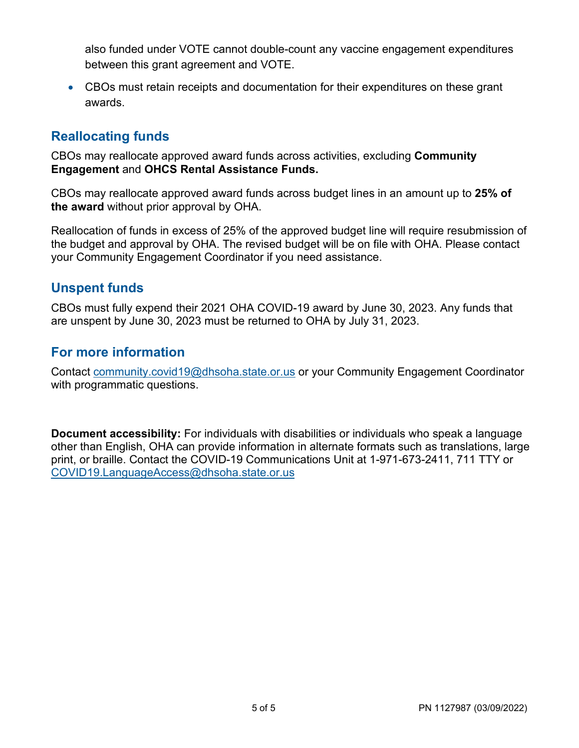also funded under VOTE cannot double-count any vaccine engagement expenditures between this grant agreement and VOTE.

- CBOs must retain receipts and documentation for their expenditures on these grant awards.

## Reallocating funds

CBOs may reallocate approved award funds across activities, excluding **Community Engagement** and **OHCS Rental Assistance Funds.**

CBOs may reallocate approved award funds across budget lines in an amount up to **25% of the award** without prior approval by OHA.

Reallocation of funds in excess of 25% of the approved budget line will require resubmission of the budget and approval by OHA. The revised budget will be on file with OHA. Please contact your Community Engagement Coordinator if you need assistance.

## Unspent funds

CBOs must fully expend their 2021 OHA COVID-19 award by June 30, 2023. Any funds that are unspent by June 30, 2023 must be returned to OHA by July 31, 2023.

## For more information

Contact community.covid19@dhsoha.state.or.us or your Community Engagement Coordinator with programmatic questions.

**Document accessibility:** For individuals with disabilities or individuals who speak a language other than English, OHA can provide information in alternate formats such as translations, large print, or braille. Contact the COVID-19 Communications Unit at 1-971-673-2411, 711 TTY or COVID19.LanguageAccess@dhsoha.state.or.us

PN 1127987 (03/09/2022)